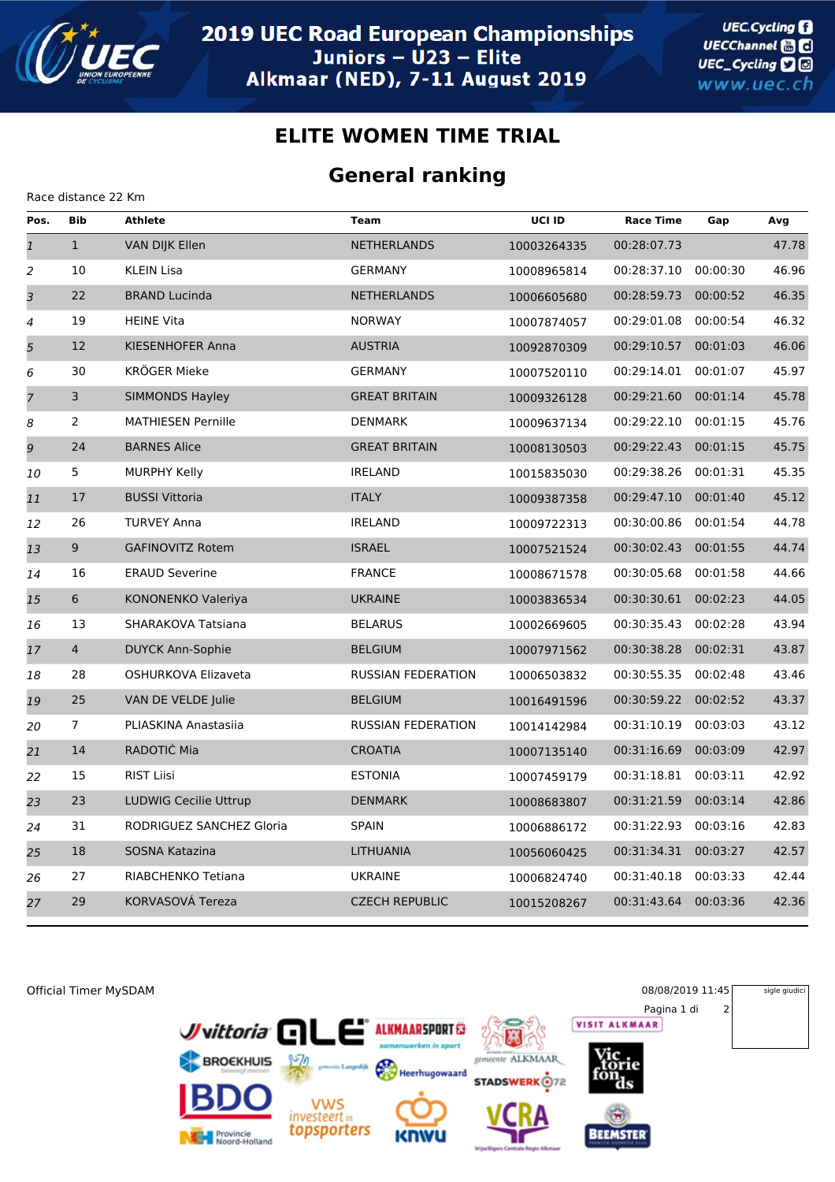# 2019 UEC Road European Championships

Juniors – U23 – Elite

Alkmaar (NED), 7-11 August 2019

## ELITE WOMEN TIME TRIAL

## General ranking

Race distance 22 Km

| Pos. | Bib | Athlete | Team | UCI ID | Race Time | Gap | Avg |
|---|---|---|---|---|---|---|---|
| 1 | 1 | VAN DIJK Ellen | NETHERLANDS | 10003264335 | 00:28:07.73 | | 47.78 |
| 2 | 10 | KLEIN Lisa | GERMANY | 10008965814 | 00:28:37.10 | 00:00:30 | 46.96 |
| 3 | 22 | BRAND Lucinda | NETHERLANDS | 10006605680 | 00:28:59.73 | 00:00:52 | 46.35 |
| 4 | 19 | HEINE Vita | NORWAY | 10007874057 | 00:29:01.08 | 00:00:54 | 46.32 |
| 5 | 12 | KIESENHOFER Anna | AUSTRIA | 10092870309 | 00:29:10.57 | 00:01:03 | 46.06 |
| 6 | 30 | KRÖGER Mieke | GERMANY | 10007520110 | 00:29:14.01 | 00:01:07 | 45.97 |
| 7 | 3 | SIMMONDS Hayley | GREAT BRITAIN | 10009326128 | 00:29:21.60 | 00:01:14 | 45.78 |
| 8 | 2 | MATHIESEN Pernille | DENMARK | 10009637134 | 00:29:22.10 | 00:01:15 | 45.76 |
| 9 | 24 | BARNES Alice | GREAT BRITAIN | 10008130503 | 00:29:22.43 | 00:01:15 | 45.75 |
| 10 | 5 | MURPHY Kelly | IRELAND | 10015835030 | 00:29:38.26 | 00:01:31 | 45.35 |
| 11 | 17 | BUSSI Vittoria | ITALY | 10009387358 | 00:29:47.10 | 00:01:40 | 45.12 |
| 12 | 26 | TURVEY Anna | IRELAND | 10009722313 | 00:30:00.86 | 00:01:54 | 44.78 |
| 13 | 9 | GAFINOVITZ Rotem | ISRAEL | 10007521524 | 00:30:02.43 | 00:01:55 | 44.74 |
| 14 | 16 | ERAUD Severine | FRANCE | 10008671578 | 00:30:05.68 | 00:01:58 | 44.66 |
| 15 | 6 | KONONENKO Valeriya | UKRAINE | 10003836534 | 00:30:30.61 | 00:02:23 | 44.05 |
| 16 | 13 | SHARAKOVA Tatsiana | BELARUS | 10002669605 | 00:30:35.43 | 00:02:28 | 43.94 |
| 17 | 4 | DUYCK Ann-Sophie | BELGIUM | 10007971562 | 00:30:38.28 | 00:02:31 | 43.87 |
| 18 | 28 | OSHURKOVA Elizaveta | RUSSIAN FEDERATION | 10006503832 | 00:30:55.35 | 00:02:48 | 43.46 |
| 19 | 25 | VAN DE VELDE Julie | BELGIUM | 10016491596 | 00:30:59.22 | 00:02:52 | 43.37 |
| 20 | 7 | PLIASKINA Anastasiia | RUSSIAN FEDERATION | 10014142984 | 00:31:10.19 | 00:03:03 | 43.12 |
| 21 | 14 | RADOTIĆ Mia | CROATIA | 10007135140 | 00:31:16.69 | 00:03:09 | 42.97 |
| 22 | 15 | RIST Liisi | ESTONIA | 10007459179 | 00:31:18.81 | 00:03:11 | 42.92 |
| 23 | 23 | LUDWIG Cecilie Uttrup | DENMARK | 10008683807 | 00:31:21.59 | 00:03:14 | 42.86 |
| 24 | 31 | RODRIGUEZ SANCHEZ Gloria | SPAIN | 10006886172 | 00:31:22.93 | 00:03:16 | 42.83 |
| 25 | 18 | SOSNA Katazina | LITHUANIA | 10056060425 | 00:31:34.31 | 00:03:27 | 42.57 |
| 26 | 27 | RIABCHENKO Tetiana | UKRAINE | 10006824740 | 00:31:40.18 | 00:03:33 | 42.44 |
| 27 | 29 | KORVASOVÁ Tereza | CZECH REPUBLIC | 10015208267 | 00:31:43.64 | 00:03:36 | 42.36 |

Official Timer MySDAM

08/08/2019 11:45

sigle giudici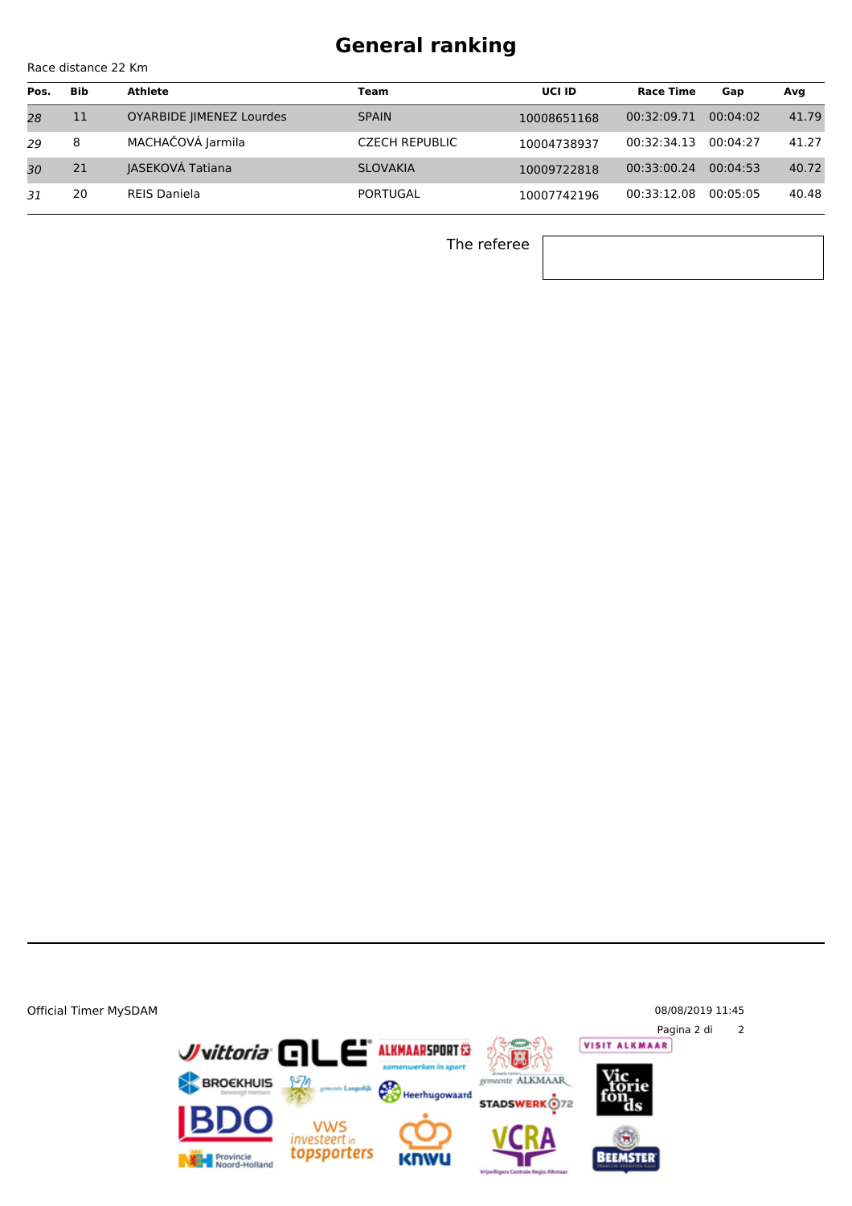# General ranking

Race distance 22 Km

| Pos. | Bib | Athlete | Team | UCI ID | Race Time | Gap | Avg |
|---|---|---|---|---|---|---|---|
| 28 | 11 | OYARBIDE JIMENEZ Lourdes | SPAIN | 10008651168 | 00:32:09.71 | 00:04:02 | 41.79 |
| 29 | 8 | MACHAČOVÁ Jarmila | CZECH REPUBLIC | 10004738937 | 00:32:34.13 | 00:04:27 | 41.27 |
| 30 | 21 | JASEKOVÁ Tatiana | SLOVAKIA | 10009722818 | 00:33:00.24 | 00:04:53 | 40.72 |
| 31 | 20 | REIS Daniela | PORTUGAL | 10007742196 | 00:33:12.08 | 00:05:05 | 40.48 |

The referee

Official Timer MySDAM

08/08/2019 11:45